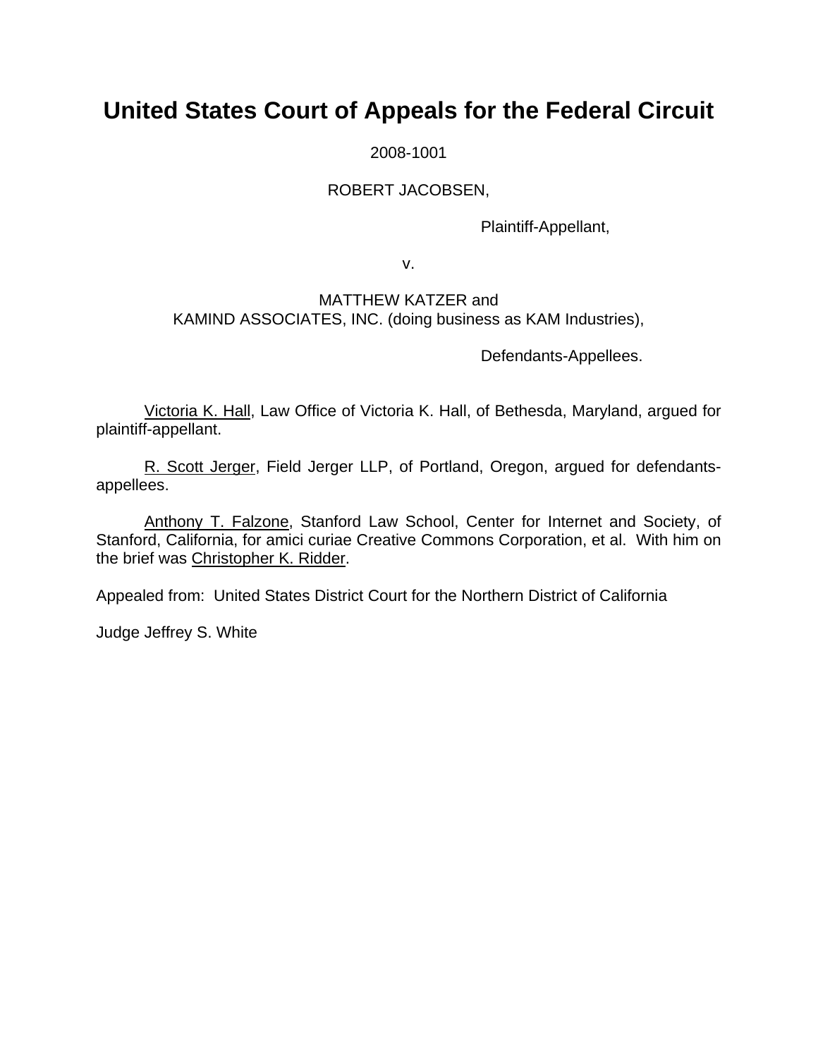# United States Court of Appeals for the Federal Circuit

2008-1001

ROBERT JACOBSEN,

Plaintiff-Appellant,

v.

MATTHEW KATZER and
KAMIND ASSOCIATES, INC. (doing business as KAM Industries),

Defendants-Appellees.

Victoria K. Hall, Law Office of Victoria K. Hall, of Bethesda, Maryland, argued for plaintiff-appellant.

R. Scott Jerger, Field Jerger LLP, of Portland, Oregon, argued for defendants-appellees.

Anthony T. Falzone, Stanford Law School, Center for Internet and Society, of Stanford, California, for amici curiae Creative Commons Corporation, et al. With him on the brief was Christopher K. Ridder.

Appealed from: United States District Court for the Northern District of California

Judge Jeffrey S. White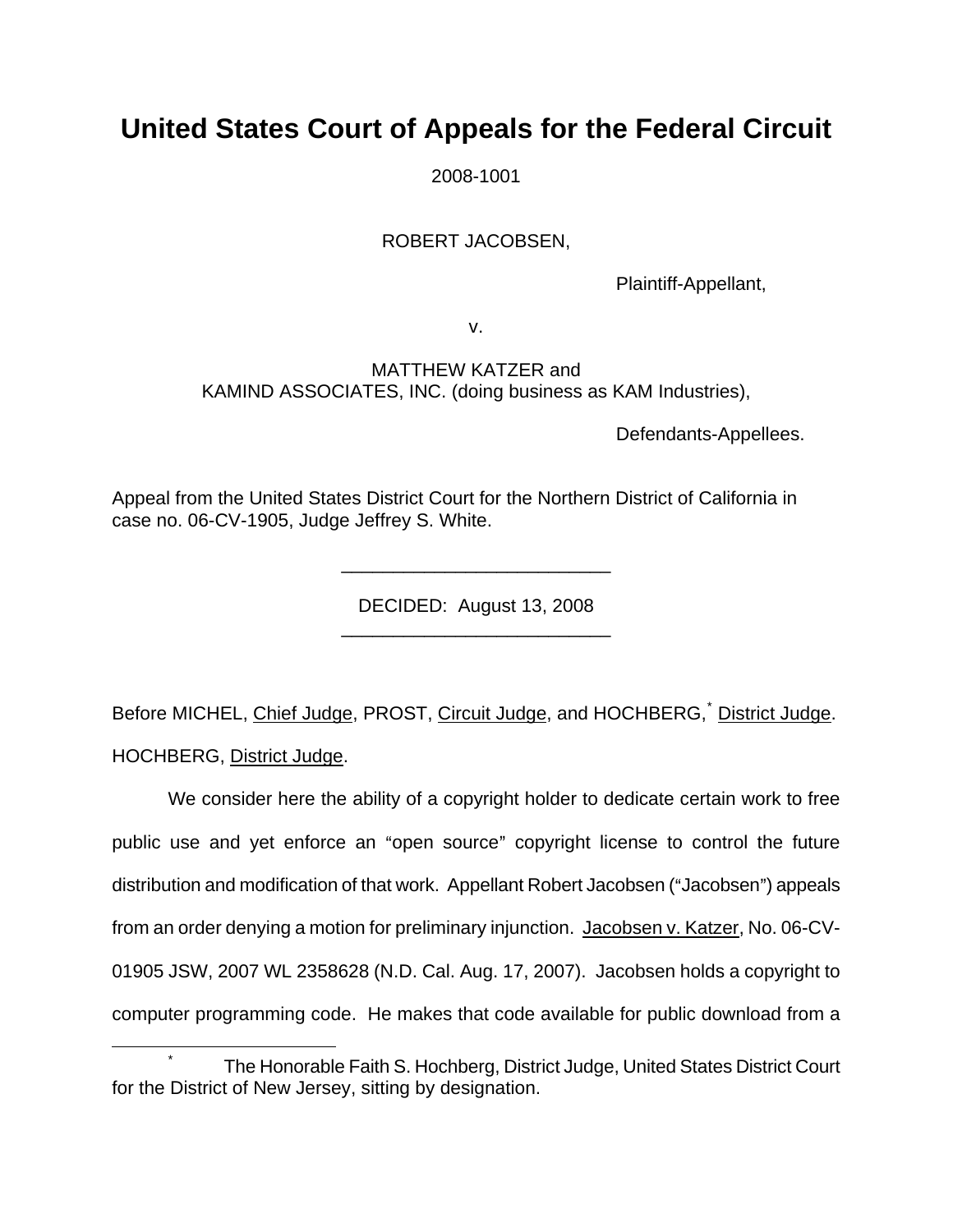# United States Court of Appeals for the Federal Circuit

2008-1001

ROBERT JACOBSEN,

Plaintiff-Appellant,

v.

MATTHEW KATZER and
KAMIND ASSOCIATES, INC. (doing business as KAM Industries),

Defendants-Appellees.

Appeal from the United States District Court for the Northern District of California in case no. 06-CV-1905, Judge Jeffrey S. White.

---

DECIDED: August 13, 2008

---

Before MICHEL, Chief Judge, PROST, Circuit Judge, and HOCHBERG,[*] District Judge.

HOCHBERG, District Judge.

We consider here the ability of a copyright holder to dedicate certain work to free public use and yet enforce an "open source" copyright license to control the future distribution and modification of that work. Appellant Robert Jacobsen ("Jacobsen") appeals from an order denying a motion for preliminary injunction. Jacobsen v. Katzer, No. 06-CV-01905 JSW, 2007 WL 2358628 (N.D. Cal. Aug. 17, 2007). Jacobsen holds a copyright to computer programming code. He makes that code available for public download from a

---

[*] The Honorable Faith S. Hochberg, District Judge, United States District Court for the District of New Jersey, sitting by designation.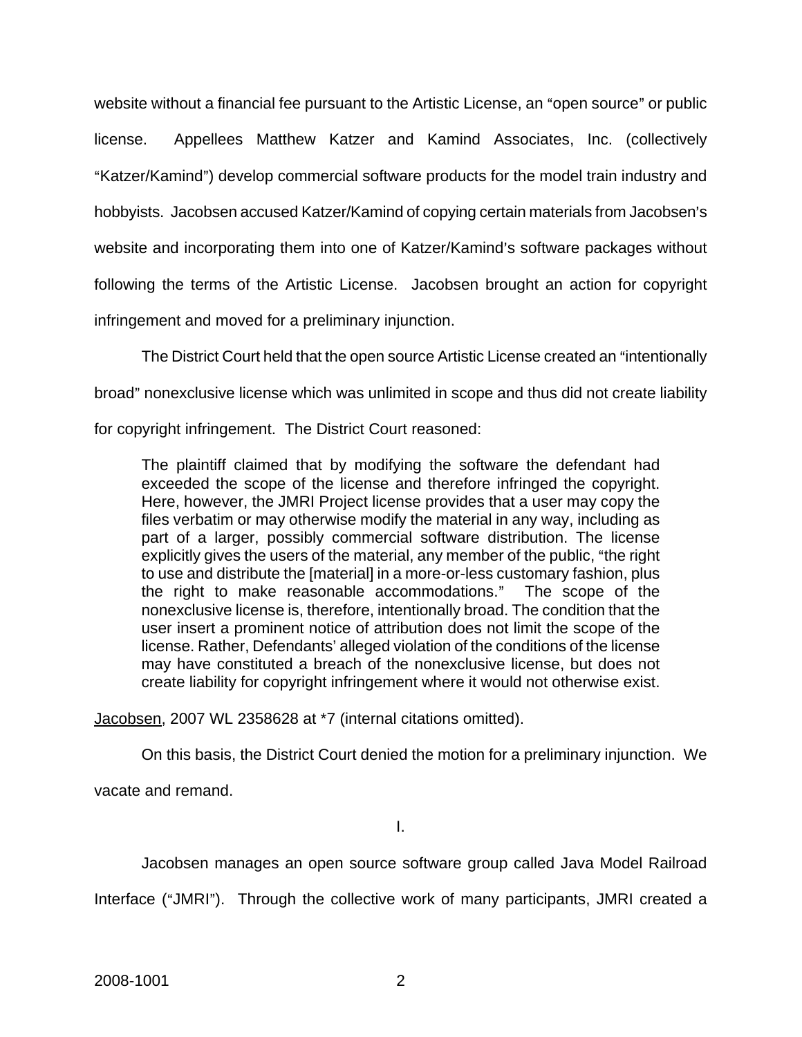website without a financial fee pursuant to the Artistic License, an "open source" or public license. Appellees Matthew Katzer and Kamind Associates, Inc. (collectively "Katzer/Kamind") develop commercial software products for the model train industry and hobbyists. Jacobsen accused Katzer/Kamind of copying certain materials from Jacobsen's website and incorporating them into one of Katzer/Kamind's software packages without following the terms of the Artistic License. Jacobsen brought an action for copyright infringement and moved for a preliminary injunction.

The District Court held that the open source Artistic License created an "intentionally broad" nonexclusive license which was unlimited in scope and thus did not create liability for copyright infringement. The District Court reasoned:

> The plaintiff claimed that by modifying the software the defendant had exceeded the scope of the license and therefore infringed the copyright. Here, however, the JMRI Project license provides that a user may copy the files verbatim or may otherwise modify the material in any way, including as part of a larger, possibly commercial software distribution. The license explicitly gives the users of the material, any member of the public, "the right to use and distribute the [material] in a more-or-less customary fashion, plus the right to make reasonable accommodations." The scope of the nonexclusive license is, therefore, intentionally broad. The condition that the user insert a prominent notice of attribution does not limit the scope of the license. Rather, Defendants' alleged violation of the conditions of the license may have constituted a breach of the nonexclusive license, but does not create liability for copyright infringement where it would not otherwise exist.

Jacobsen, 2007 WL 2358628 at *7 (internal citations omitted).

On this basis, the District Court denied the motion for a preliminary injunction. We vacate and remand.

## I.

Jacobsen manages an open source software group called Java Model Railroad Interface ("JMRI"). Through the collective work of many participants, JMRI created a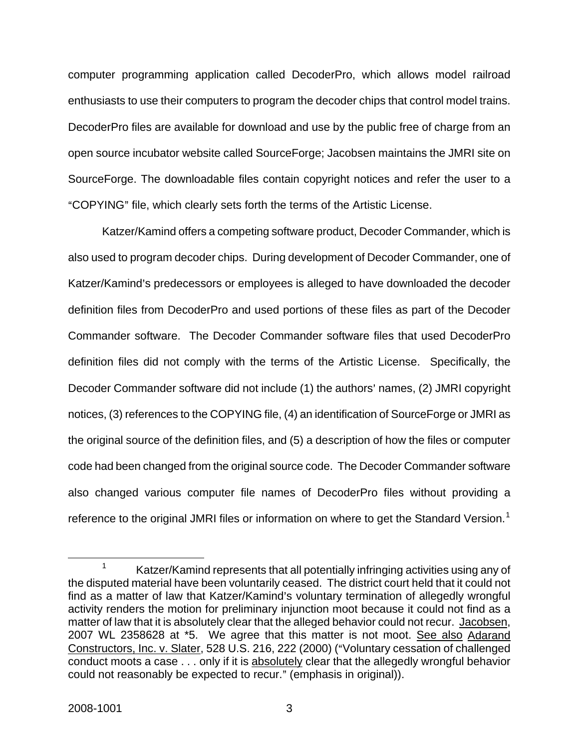computer programming application called DecoderPro, which allows model railroad enthusiasts to use their computers to program the decoder chips that control model trains. DecoderPro files are available for download and use by the public free of charge from an open source incubator website called SourceForge; Jacobsen maintains the JMRI site on SourceForge. The downloadable files contain copyright notices and refer the user to a "COPYING" file, which clearly sets forth the terms of the Artistic License.

Katzer/Kamind offers a competing software product, Decoder Commander, which is also used to program decoder chips. During development of Decoder Commander, one of Katzer/Kamind's predecessors or employees is alleged to have downloaded the decoder definition files from DecoderPro and used portions of these files as part of the Decoder Commander software. The Decoder Commander software files that used DecoderPro definition files did not comply with the terms of the Artistic License. Specifically, the Decoder Commander software did not include (1) the authors' names, (2) JMRI copyright notices, (3) references to the COPYING file, (4) an identification of SourceForge or JMRI as the original source of the definition files, and (5) a description of how the files or computer code had been changed from the original source code. The Decoder Commander software also changed various computer file names of DecoderPro files without providing a reference to the original JMRI files or information on where to get the Standard Version.[1]

---

[1] Katzer/Kamind represents that all potentially infringing activities using any of the disputed material have been voluntarily ceased. The district court held that it could not find as a matter of law that Katzer/Kamind's voluntary termination of allegedly wrongful activity renders the motion for preliminary injunction moot because it could not find as a matter of law that it is absolutely clear that the alleged behavior could not recur. Jacobsen, 2007 WL 2358628 at *5. We agree that this matter is not moot. See also Adarand Constructors, Inc. v. Slater, 528 U.S. 216, 222 (2000) ("Voluntary cessation of challenged conduct moots a case . . . only if it is absolutely clear that the allegedly wrongful behavior could not reasonably be expected to recur." (emphasis in original)).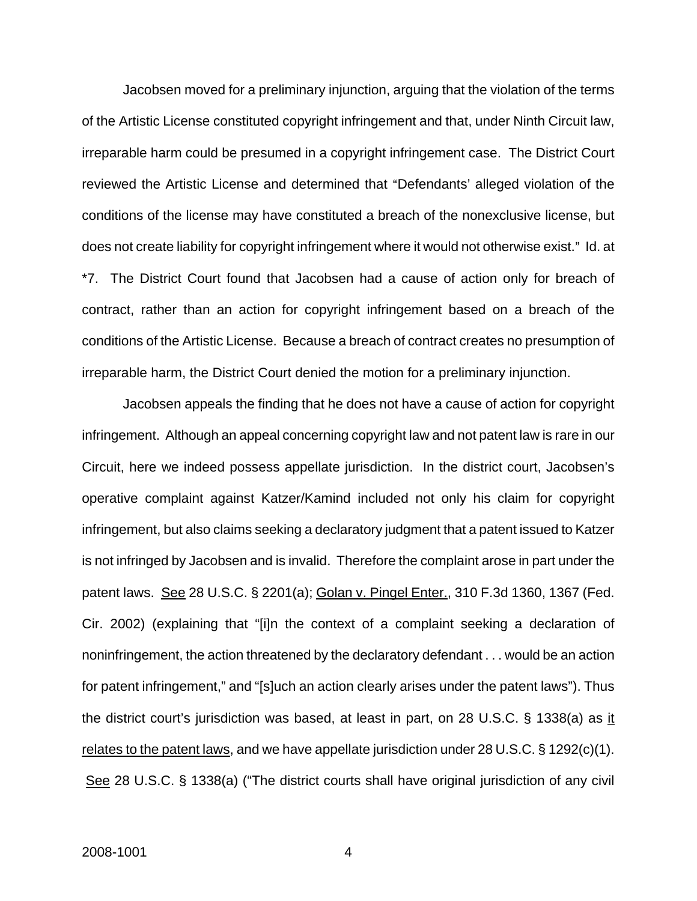Jacobsen moved for a preliminary injunction, arguing that the violation of the terms of the Artistic License constituted copyright infringement and that, under Ninth Circuit law, irreparable harm could be presumed in a copyright infringement case. The District Court reviewed the Artistic License and determined that "Defendants' alleged violation of the conditions of the license may have constituted a breach of the nonexclusive license, but does not create liability for copyright infringement where it would not otherwise exist." Id. at *7. The District Court found that Jacobsen had a cause of action only for breach of contract, rather than an action for copyright infringement based on a breach of the conditions of the Artistic License. Because a breach of contract creates no presumption of irreparable harm, the District Court denied the motion for a preliminary injunction.

Jacobsen appeals the finding that he does not have a cause of action for copyright infringement. Although an appeal concerning copyright law and not patent law is rare in our Circuit, here we indeed possess appellate jurisdiction. In the district court, Jacobsen's operative complaint against Katzer/Kamind included not only his claim for copyright infringement, but also claims seeking a declaratory judgment that a patent issued to Katzer is not infringed by Jacobsen and is invalid. Therefore the complaint arose in part under the patent laws. See 28 U.S.C. § 2201(a); Golan v. Pingel Enter., 310 F.3d 1360, 1367 (Fed. Cir. 2002) (explaining that "[i]n the context of a complaint seeking a declaration of noninfringement, the action threatened by the declaratory defendant . . . would be an action for patent infringement," and "[s]uch an action clearly arises under the patent laws"). Thus the district court's jurisdiction was based, at least in part, on 28 U.S.C. § 1338(a) as it relates to the patent laws, and we have appellate jurisdiction under 28 U.S.C. § 1292(c)(1). See 28 U.S.C. § 1338(a) ("The district courts shall have original jurisdiction of any civil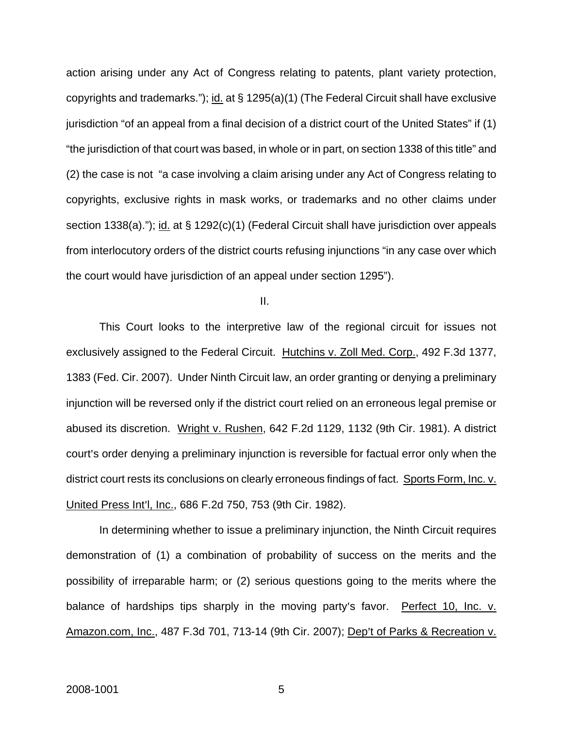action arising under any Act of Congress relating to patents, plant variety protection, copyrights and trademarks."); id. at § 1295(a)(1) (The Federal Circuit shall have exclusive jurisdiction "of an appeal from a final decision of a district court of the United States" if (1) "the jurisdiction of that court was based, in whole or in part, on section 1338 of this title" and (2) the case is not "a case involving a claim arising under any Act of Congress relating to copyrights, exclusive rights in mask works, or trademarks and no other claims under section 1338(a)."); id. at § 1292(c)(1) (Federal Circuit shall have jurisdiction over appeals from interlocutory orders of the district courts refusing injunctions "in any case over which the court would have jurisdiction of an appeal under section 1295").

II.

This Court looks to the interpretive law of the regional circuit for issues not exclusively assigned to the Federal Circuit. Hutchins v. Zoll Med. Corp., 492 F.3d 1377, 1383 (Fed. Cir. 2007). Under Ninth Circuit law, an order granting or denying a preliminary injunction will be reversed only if the district court relied on an erroneous legal premise or abused its discretion. Wright v. Rushen, 642 F.2d 1129, 1132 (9th Cir. 1981). A district court's order denying a preliminary injunction is reversible for factual error only when the district court rests its conclusions on clearly erroneous findings of fact. Sports Form, Inc. v. United Press Int'l, Inc., 686 F.2d 750, 753 (9th Cir. 1982).

In determining whether to issue a preliminary injunction, the Ninth Circuit requires demonstration of (1) a combination of probability of success on the merits and the possibility of irreparable harm; or (2) serious questions going to the merits where the balance of hardships tips sharply in the moving party's favor. Perfect 10, Inc. v. Amazon.com, Inc., 487 F.3d 701, 713-14 (9th Cir. 2007); Dep't of Parks & Recreation v.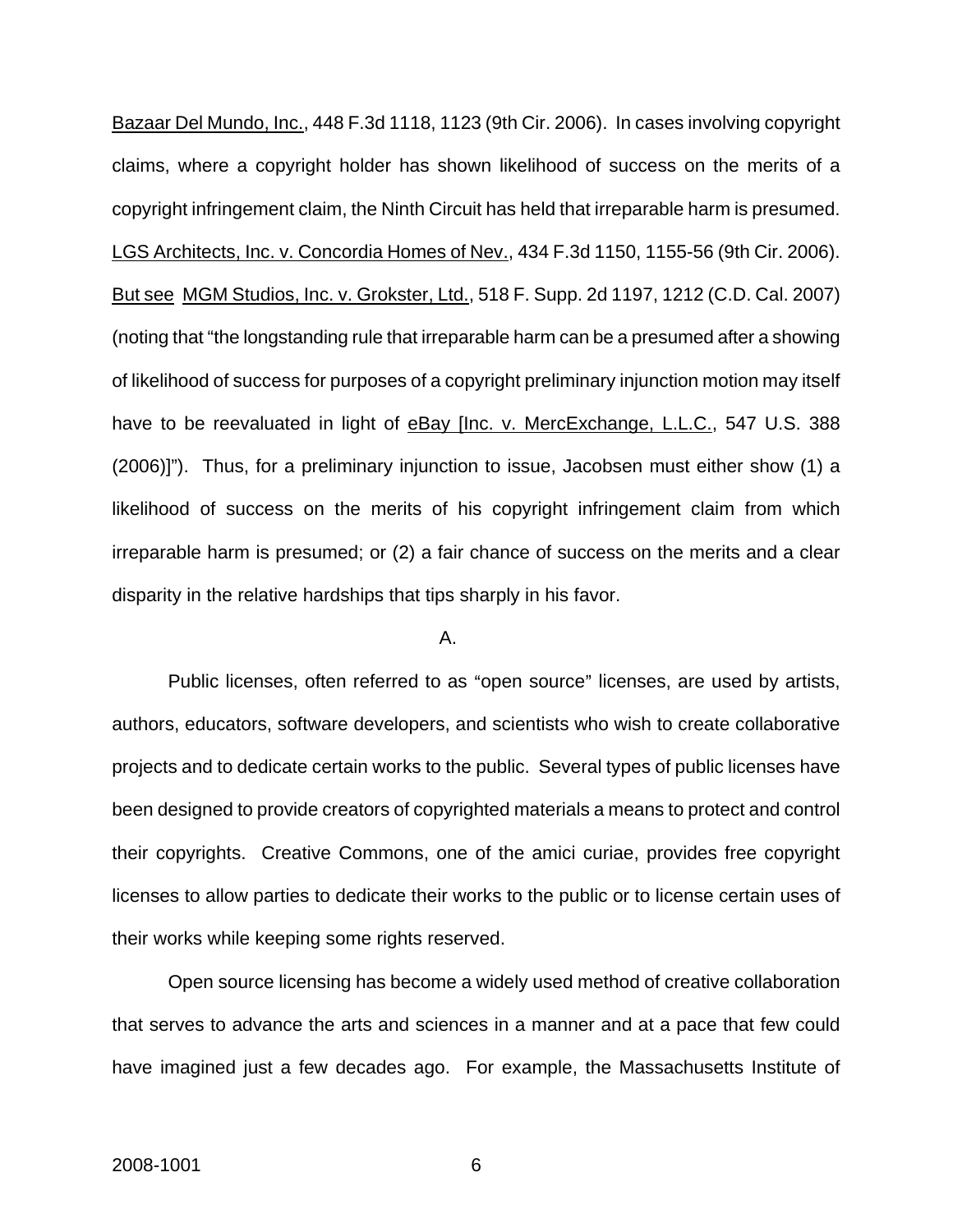Bazaar Del Mundo, Inc., 448 F.3d 1118, 1123 (9th Cir. 2006). In cases involving copyright claims, where a copyright holder has shown likelihood of success on the merits of a copyright infringement claim, the Ninth Circuit has held that irreparable harm is presumed. LGS Architects, Inc. v. Concordia Homes of Nev., 434 F.3d 1150, 1155-56 (9th Cir. 2006). But see MGM Studios, Inc. v. Grokster, Ltd., 518 F. Supp. 2d 1197, 1212 (C.D. Cal. 2007) (noting that "the longstanding rule that irreparable harm can be a presumed after a showing of likelihood of success for purposes of a copyright preliminary injunction motion may itself have to be reevaluated in light of eBay [Inc. v. MercExchange, L.L.C., 547 U.S. 388 (2006)]"). Thus, for a preliminary injunction to issue, Jacobsen must either show (1) a likelihood of success on the merits of his copyright infringement claim from which irreparable harm is presumed; or (2) a fair chance of success on the merits and a clear disparity in the relative hardships that tips sharply in his favor.

A.

Public licenses, often referred to as "open source" licenses, are used by artists, authors, educators, software developers, and scientists who wish to create collaborative projects and to dedicate certain works to the public. Several types of public licenses have been designed to provide creators of copyrighted materials a means to protect and control their copyrights. Creative Commons, one of the amici curiae, provides free copyright licenses to allow parties to dedicate their works to the public or to license certain uses of their works while keeping some rights reserved.

Open source licensing has become a widely used method of creative collaboration that serves to advance the arts and sciences in a manner and at a pace that few could have imagined just a few decades ago. For example, the Massachusetts Institute of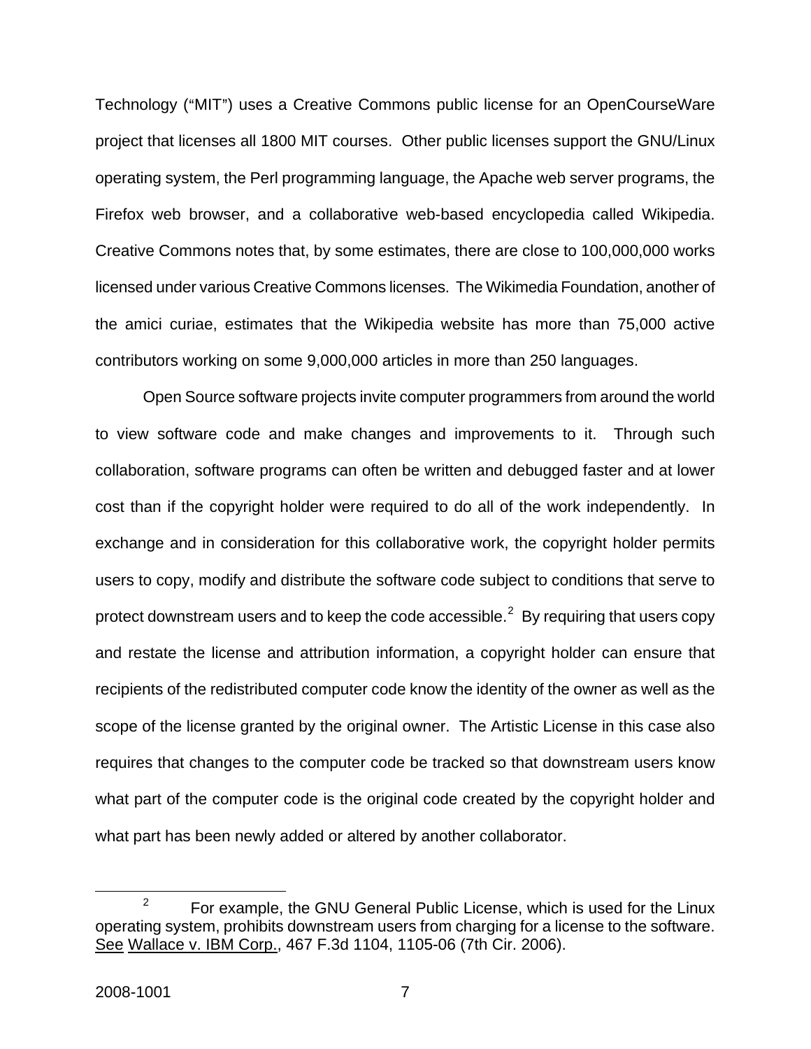Technology ("MIT") uses a Creative Commons public license for an OpenCourseWare project that licenses all 1800 MIT courses. Other public licenses support the GNU/Linux operating system, the Perl programming language, the Apache web server programs, the Firefox web browser, and a collaborative web-based encyclopedia called Wikipedia. Creative Commons notes that, by some estimates, there are close to 100,000,000 works licensed under various Creative Commons licenses. The Wikimedia Foundation, another of the amici curiae, estimates that the Wikipedia website has more than 75,000 active contributors working on some 9,000,000 articles in more than 250 languages.

Open Source software projects invite computer programmers from around the world to view software code and make changes and improvements to it. Through such collaboration, software programs can often be written and debugged faster and at lower cost than if the copyright holder were required to do all of the work independently. In exchange and in consideration for this collaborative work, the copyright holder permits users to copy, modify and distribute the software code subject to conditions that serve to protect downstream users and to keep the code accessible.[2] By requiring that users copy and restate the license and attribution information, a copyright holder can ensure that recipients of the redistributed computer code know the identity of the owner as well as the scope of the license granted by the original owner. The Artistic License in this case also requires that changes to the computer code be tracked so that downstream users know what part of the computer code is the original code created by the copyright holder and what part has been newly added or altered by another collaborator.

---

[2] For example, the GNU General Public License, which is used for the Linux operating system, prohibits downstream users from charging for a license to the software. See Wallace v. IBM Corp., 467 F.3d 1104, 1105-06 (7th Cir. 2006).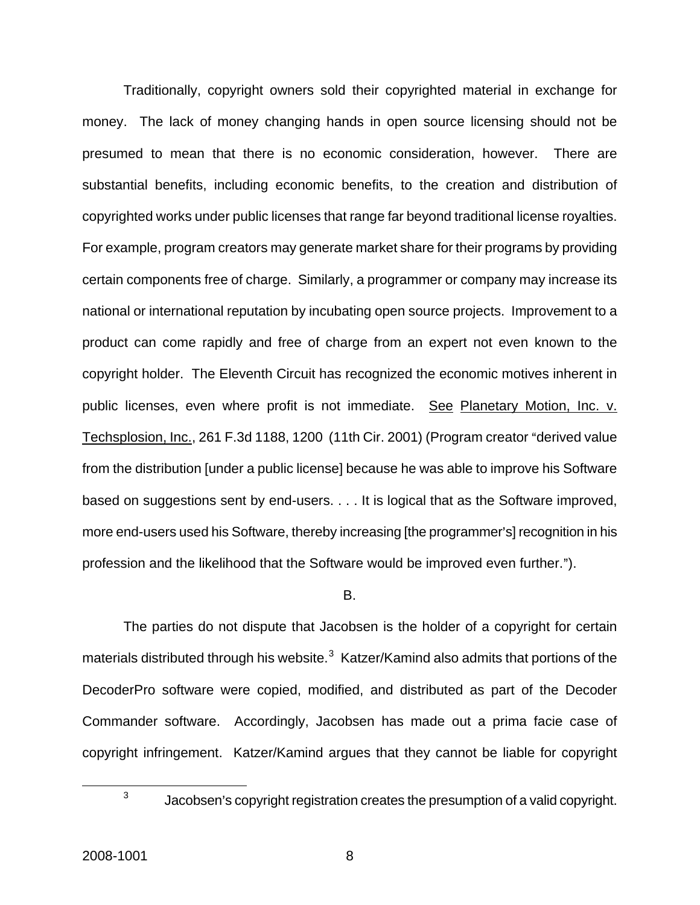Traditionally, copyright owners sold their copyrighted material in exchange for money. The lack of money changing hands in open source licensing should not be presumed to mean that there is no economic consideration, however. There are substantial benefits, including economic benefits, to the creation and distribution of copyrighted works under public licenses that range far beyond traditional license royalties. For example, program creators may generate market share for their programs by providing certain components free of charge. Similarly, a programmer or company may increase its national or international reputation by incubating open source projects. Improvement to a product can come rapidly and free of charge from an expert not even known to the copyright holder. The Eleventh Circuit has recognized the economic motives inherent in public licenses, even where profit is not immediate. See Planetary Motion, Inc. v. Techsplosion, Inc., 261 F.3d 1188, 1200 (11th Cir. 2001) (Program creator "derived value from the distribution [under a public license] because he was able to improve his Software based on suggestions sent by end-users. . . . It is logical that as the Software improved, more end-users used his Software, thereby increasing [the programmer's] recognition in his profession and the likelihood that the Software would be improved even further.").

B.

The parties do not dispute that Jacobsen is the holder of a copyright for certain materials distributed through his website.[3] Katzer/Kamind also admits that portions of the DecoderPro software were copied, modified, and distributed as part of the Decoder Commander software. Accordingly, Jacobsen has made out a prima facie case of copyright infringement. Katzer/Kamind argues that they cannot be liable for copyright

[3] Jacobsen's copyright registration creates the presumption of a valid copyright.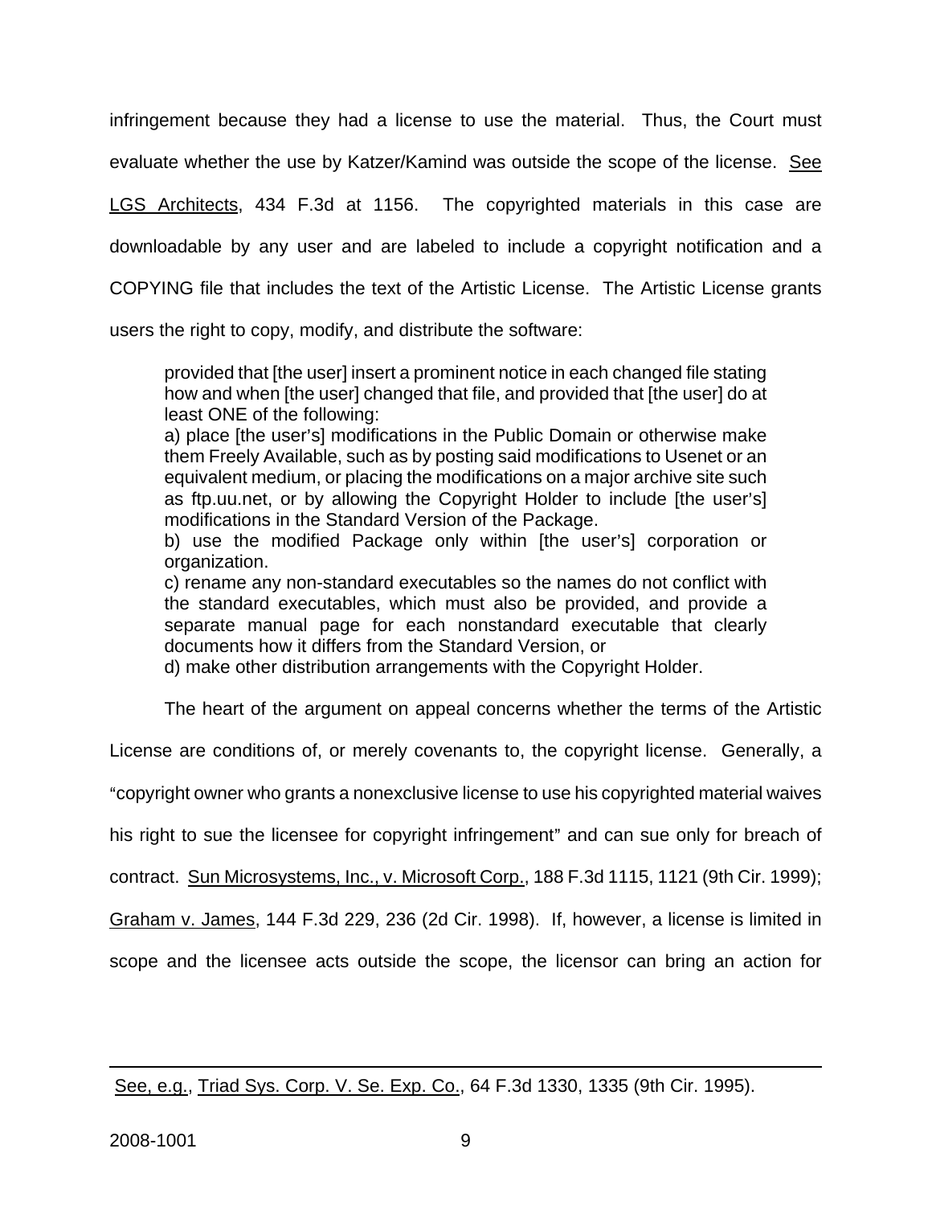infringement because they had a license to use the material. Thus, the Court must evaluate whether the use by Katzer/Kamind was outside the scope of the license. See LGS Architects, 434 F.3d at 1156. The copyrighted materials in this case are downloadable by any user and are labeled to include a copyright notification and a COPYING file that includes the text of the Artistic License. The Artistic License grants users the right to copy, modify, and distribute the software:

> provided that [the user] insert a prominent notice in each changed file stating how and when [the user] changed that file, and provided that [the user] do at least ONE of the following:
>
> a) place [the user's] modifications in the Public Domain or otherwise make them Freely Available, such as by posting said modifications to Usenet or an equivalent medium, or placing the modifications on a major archive site such as ftp.uu.net, or by allowing the Copyright Holder to include [the user's] modifications in the Standard Version of the Package.
>
> b) use the modified Package only within [the user's] corporation or organization.
>
> c) rename any non-standard executables so the names do not conflict with the standard executables, which must also be provided, and provide a separate manual page for each nonstandard executable that clearly documents how it differs from the Standard Version, or
>
> d) make other distribution arrangements with the Copyright Holder.

The heart of the argument on appeal concerns whether the terms of the Artistic License are conditions of, or merely covenants to, the copyright license. Generally, a "copyright owner who grants a nonexclusive license to use his copyrighted material waives his right to sue the licensee for copyright infringement" and can sue only for breach of contract. Sun Microsystems, Inc., v. Microsoft Corp., 188 F.3d 1115, 1121 (9th Cir. 1999); Graham v. James, 144 F.3d 229, 236 (2d Cir. 1998). If, however, a license is limited in scope and the licensee acts outside the scope, the licensor can bring an action for

---

See, e.g., Triad Sys. Corp. V. Se. Exp. Co., 64 F.3d 1330, 1335 (9th Cir. 1995).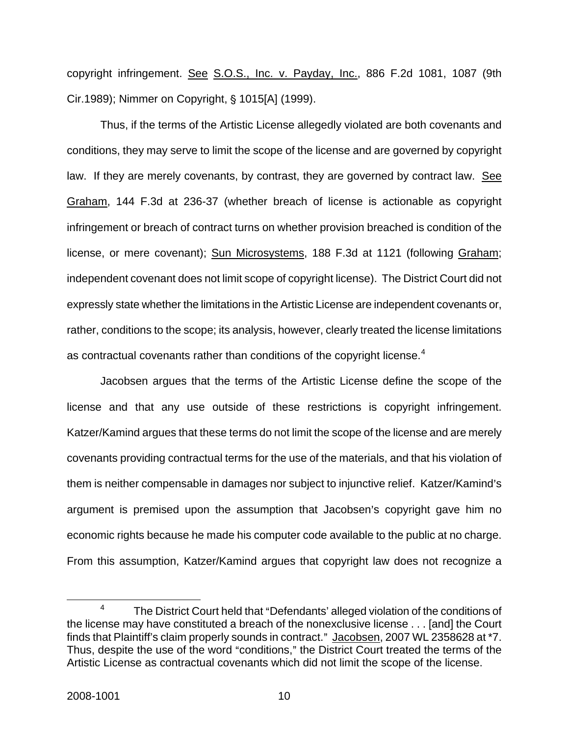copyright infringement. See S.O.S., Inc. v. Payday, Inc., 886 F.2d 1081, 1087 (9th Cir.1989); Nimmer on Copyright, § 1015[A] (1999).

Thus, if the terms of the Artistic License allegedly violated are both covenants and conditions, they may serve to limit the scope of the license and are governed by copyright law. If they are merely covenants, by contrast, they are governed by contract law. See Graham, 144 F.3d at 236-37 (whether breach of license is actionable as copyright infringement or breach of contract turns on whether provision breached is condition of the license, or mere covenant); Sun Microsystems, 188 F.3d at 1121 (following Graham; independent covenant does not limit scope of copyright license). The District Court did not expressly state whether the limitations in the Artistic License are independent covenants or, rather, conditions to the scope; its analysis, however, clearly treated the license limitations as contractual covenants rather than conditions of the copyright license.[4]

Jacobsen argues that the terms of the Artistic License define the scope of the license and that any use outside of these restrictions is copyright infringement. Katzer/Kamind argues that these terms do not limit the scope of the license and are merely covenants providing contractual terms for the use of the materials, and that his violation of them is neither compensable in damages nor subject to injunctive relief. Katzer/Kamind's argument is premised upon the assumption that Jacobsen's copyright gave him no economic rights because he made his computer code available to the public at no charge. From this assumption, Katzer/Kamind argues that copyright law does not recognize a

[4] The District Court held that "Defendants' alleged violation of the conditions of the license may have constituted a breach of the nonexclusive license . . . [and] the Court finds that Plaintiff's claim properly sounds in contract." Jacobsen, 2007 WL 2358628 at *7. Thus, despite the use of the word "conditions," the District Court treated the terms of the Artistic License as contractual covenants which did not limit the scope of the license.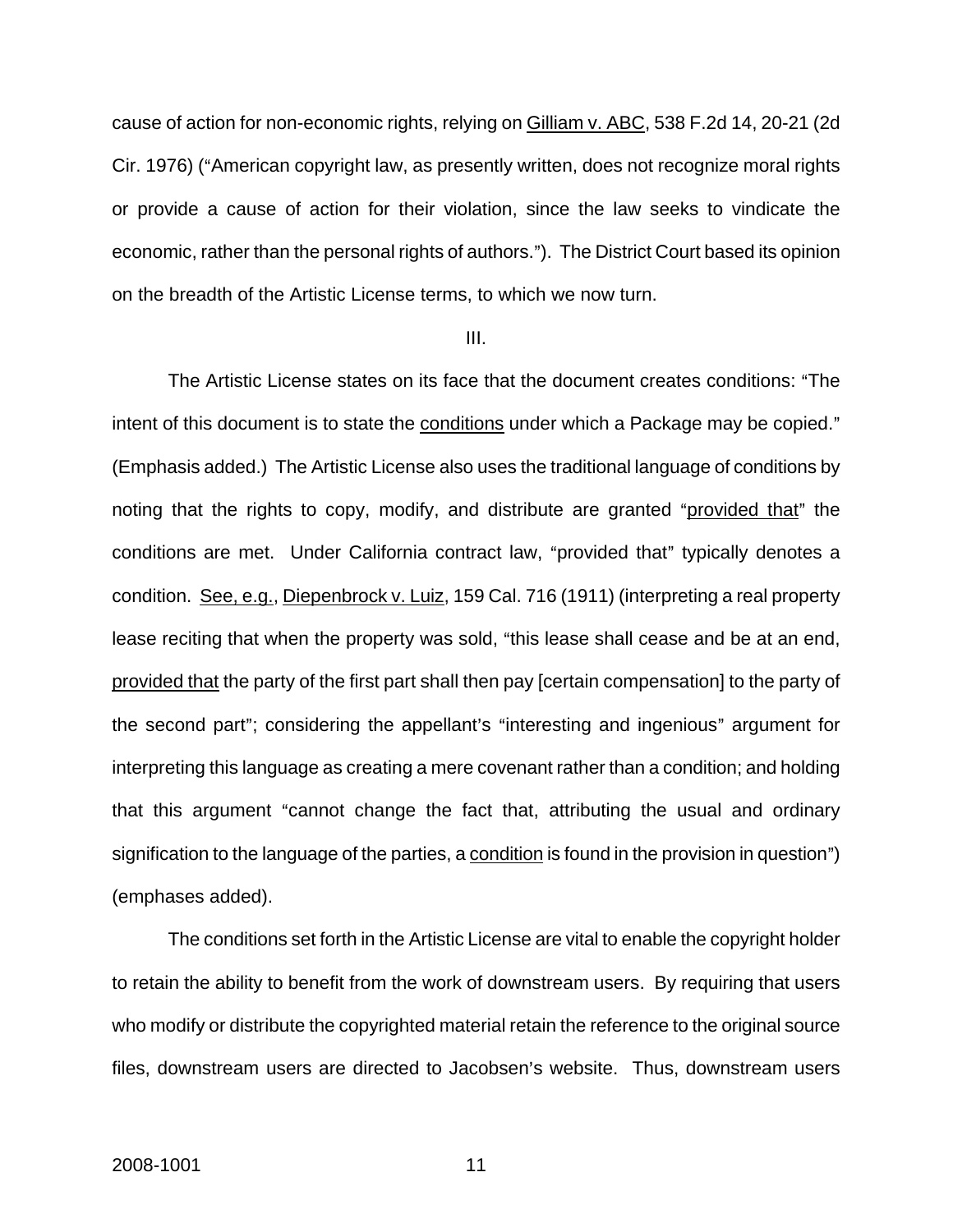cause of action for non-economic rights, relying on Gilliam v. ABC, 538 F.2d 14, 20-21 (2d Cir. 1976) ("American copyright law, as presently written, does not recognize moral rights or provide a cause of action for their violation, since the law seeks to vindicate the economic, rather than the personal rights of authors."). The District Court based its opinion on the breadth of the Artistic License terms, to which we now turn.

III.

The Artistic License states on its face that the document creates conditions: "The intent of this document is to state the conditions under which a Package may be copied." (Emphasis added.) The Artistic License also uses the traditional language of conditions by noting that the rights to copy, modify, and distribute are granted "provided that" the conditions are met. Under California contract law, "provided that" typically denotes a condition. See, e.g., Diepenbrock v. Luiz, 159 Cal. 716 (1911) (interpreting a real property lease reciting that when the property was sold, "this lease shall cease and be at an end, provided that the party of the first part shall then pay [certain compensation] to the party of the second part"; considering the appellant's "interesting and ingenious" argument for interpreting this language as creating a mere covenant rather than a condition; and holding that this argument "cannot change the fact that, attributing the usual and ordinary signification to the language of the parties, a condition is found in the provision in question") (emphases added).

The conditions set forth in the Artistic License are vital to enable the copyright holder to retain the ability to benefit from the work of downstream users. By requiring that users who modify or distribute the copyrighted material retain the reference to the original source files, downstream users are directed to Jacobsen's website. Thus, downstream users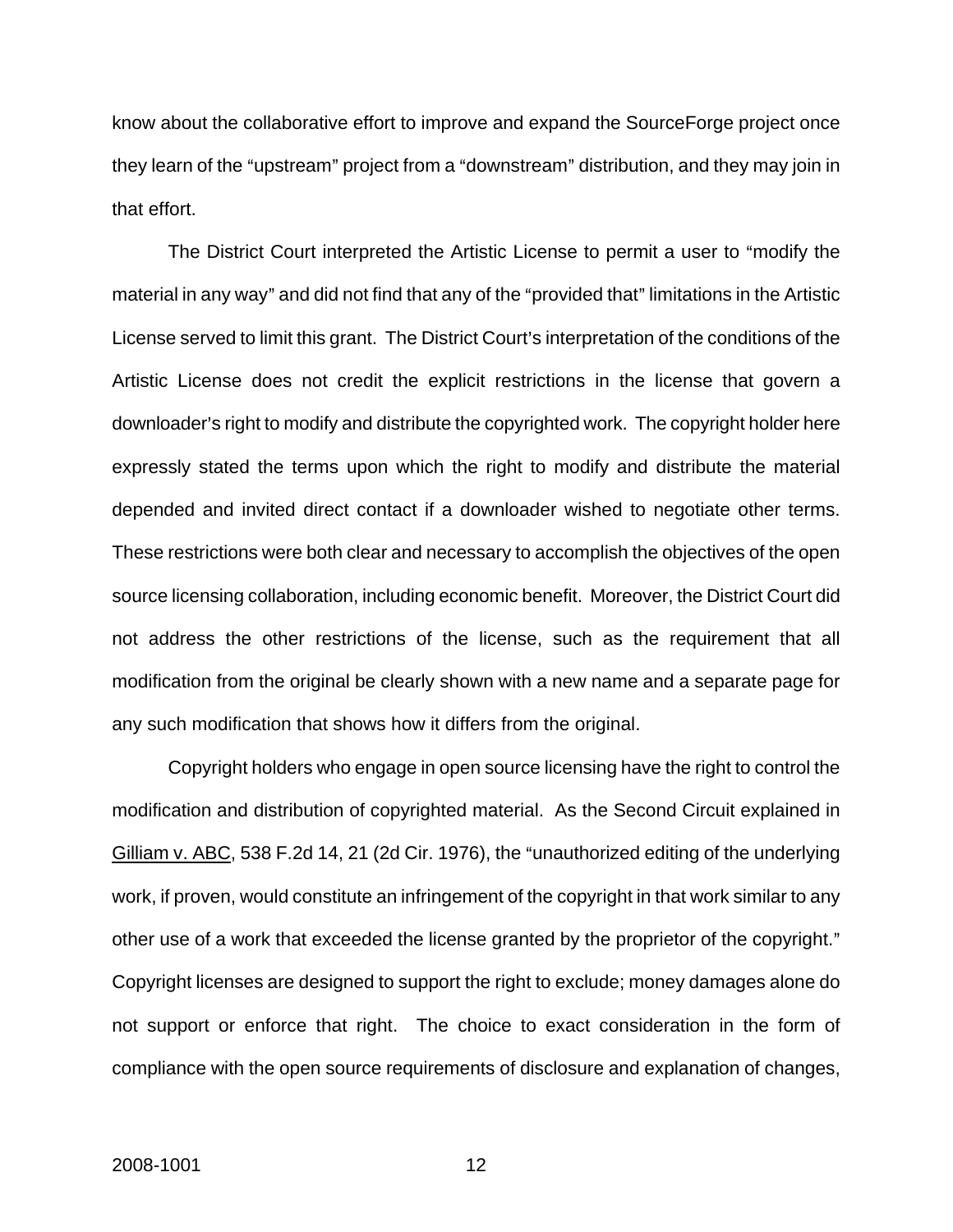know about the collaborative effort to improve and expand the SourceForge project once they learn of the "upstream" project from a "downstream" distribution, and they may join in that effort.

The District Court interpreted the Artistic License to permit a user to "modify the material in any way" and did not find that any of the "provided that" limitations in the Artistic License served to limit this grant. The District Court's interpretation of the conditions of the Artistic License does not credit the explicit restrictions in the license that govern a downloader's right to modify and distribute the copyrighted work. The copyright holder here expressly stated the terms upon which the right to modify and distribute the material depended and invited direct contact if a downloader wished to negotiate other terms. These restrictions were both clear and necessary to accomplish the objectives of the open source licensing collaboration, including economic benefit. Moreover, the District Court did not address the other restrictions of the license, such as the requirement that all modification from the original be clearly shown with a new name and a separate page for any such modification that shows how it differs from the original.

Copyright holders who engage in open source licensing have the right to control the modification and distribution of copyrighted material. As the Second Circuit explained in Gilliam v. ABC, 538 F.2d 14, 21 (2d Cir. 1976), the "unauthorized editing of the underlying work, if proven, would constitute an infringement of the copyright in that work similar to any other use of a work that exceeded the license granted by the proprietor of the copyright." Copyright licenses are designed to support the right to exclude; money damages alone do not support or enforce that right. The choice to exact consideration in the form of compliance with the open source requirements of disclosure and explanation of changes,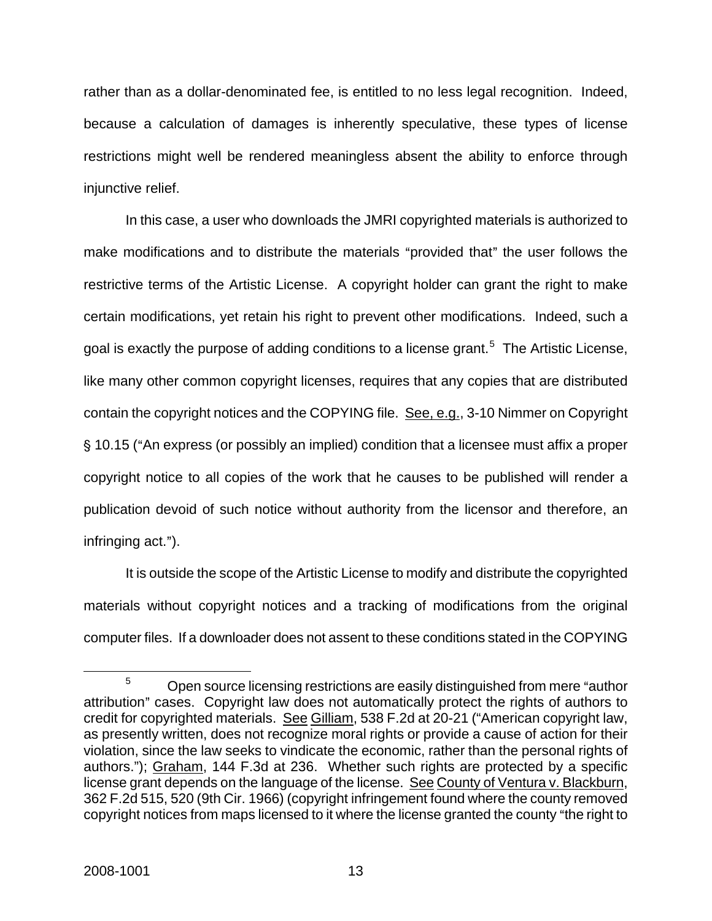rather than as a dollar-denominated fee, is entitled to no less legal recognition. Indeed, because a calculation of damages is inherently speculative, these types of license restrictions might well be rendered meaningless absent the ability to enforce through injunctive relief.

In this case, a user who downloads the JMRI copyrighted materials is authorized to make modifications and to distribute the materials "provided that" the user follows the restrictive terms of the Artistic License. A copyright holder can grant the right to make certain modifications, yet retain his right to prevent other modifications. Indeed, such a goal is exactly the purpose of adding conditions to a license grant.[5] The Artistic License, like many other common copyright licenses, requires that any copies that are distributed contain the copyright notices and the COPYING file. See, e.g., 3-10 Nimmer on Copyright § 10.15 ("An express (or possibly an implied) condition that a licensee must affix a proper copyright notice to all copies of the work that he causes to be published will render a publication devoid of such notice without authority from the licensor and therefore, an infringing act.").

It is outside the scope of the Artistic License to modify and distribute the copyrighted materials without copyright notices and a tracking of modifications from the original computer files. If a downloader does not assent to these conditions stated in the COPYING

---

[5] Open source licensing restrictions are easily distinguished from mere "author attribution" cases. Copyright law does not automatically protect the rights of authors to credit for copyrighted materials. See Gilliam, 538 F.2d at 20-21 ("American copyright law, as presently written, does not recognize moral rights or provide a cause of action for their violation, since the law seeks to vindicate the economic, rather than the personal rights of authors."); Graham, 144 F.3d at 236. Whether such rights are protected by a specific license grant depends on the language of the license. See County of Ventura v. Blackburn, 362 F.2d 515, 520 (9th Cir. 1966) (copyright infringement found where the county removed copyright notices from maps licensed to it where the license granted the county "the right to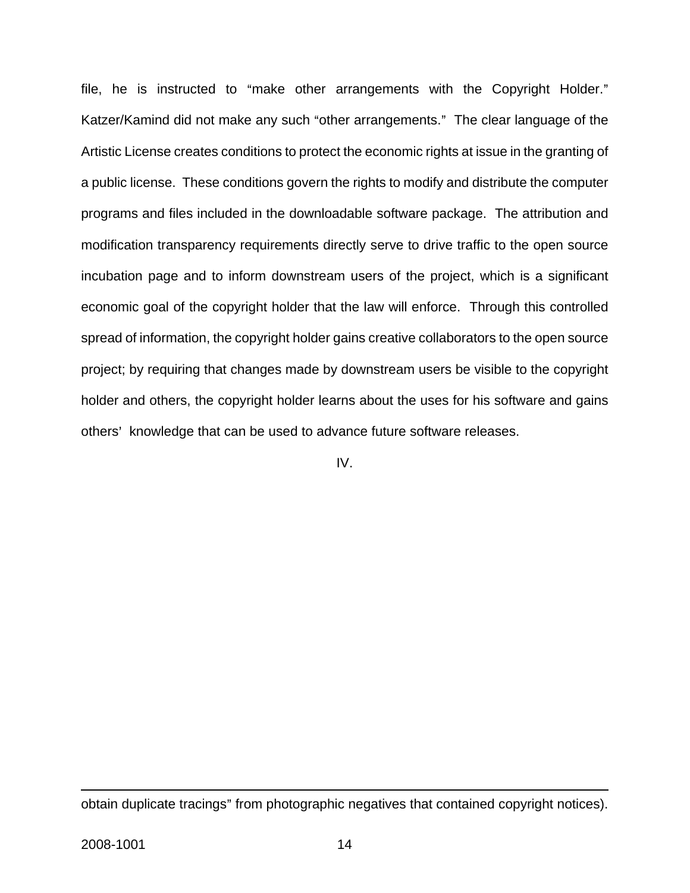file, he is instructed to "make other arrangements with the Copyright Holder." Katzer/Kamind did not make any such "other arrangements." The clear language of the Artistic License creates conditions to protect the economic rights at issue in the granting of a public license. These conditions govern the rights to modify and distribute the computer programs and files included in the downloadable software package. The attribution and modification transparency requirements directly serve to drive traffic to the open source incubation page and to inform downstream users of the project, which is a significant economic goal of the copyright holder that the law will enforce. Through this controlled spread of information, the copyright holder gains creative collaborators to the open source project; by requiring that changes made by downstream users be visible to the copyright holder and others, the copyright holder learns about the uses for his software and gains others' knowledge that can be used to advance future software releases.

IV.

---

obtain duplicate tracings" from photographic negatives that contained copyright notices).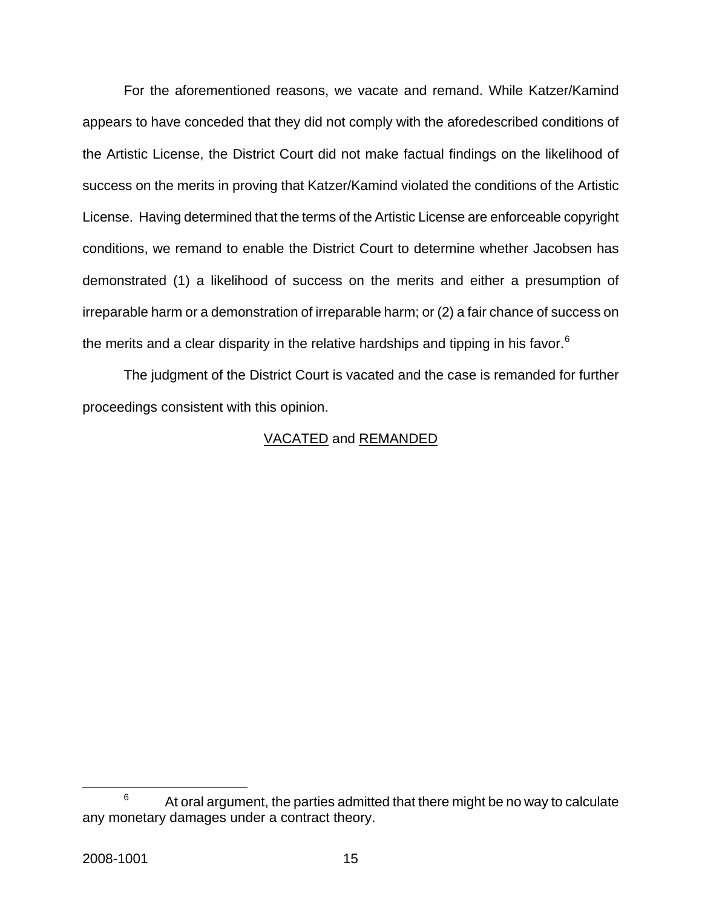For the aforementioned reasons, we vacate and remand. While Katzer/Kamind appears to have conceded that they did not comply with the aforedescribed conditions of the Artistic License, the District Court did not make factual findings on the likelihood of success on the merits in proving that Katzer/Kamind violated the conditions of the Artistic License. Having determined that the terms of the Artistic License are enforceable copyright conditions, we remand to enable the District Court to determine whether Jacobsen has demonstrated (1) a likelihood of success on the merits and either a presumption of irreparable harm or a demonstration of irreparable harm; or (2) a fair chance of success on the merits and a clear disparity in the relative hardships and tipping in his favor.[6]

The judgment of the District Court is vacated and the case is remanded for further proceedings consistent with this opinion.

<u>VACATED</u> and <u>REMANDED</u>

---

[6] At oral argument, the parties admitted that there might be no way to calculate any monetary damages under a contract theory.